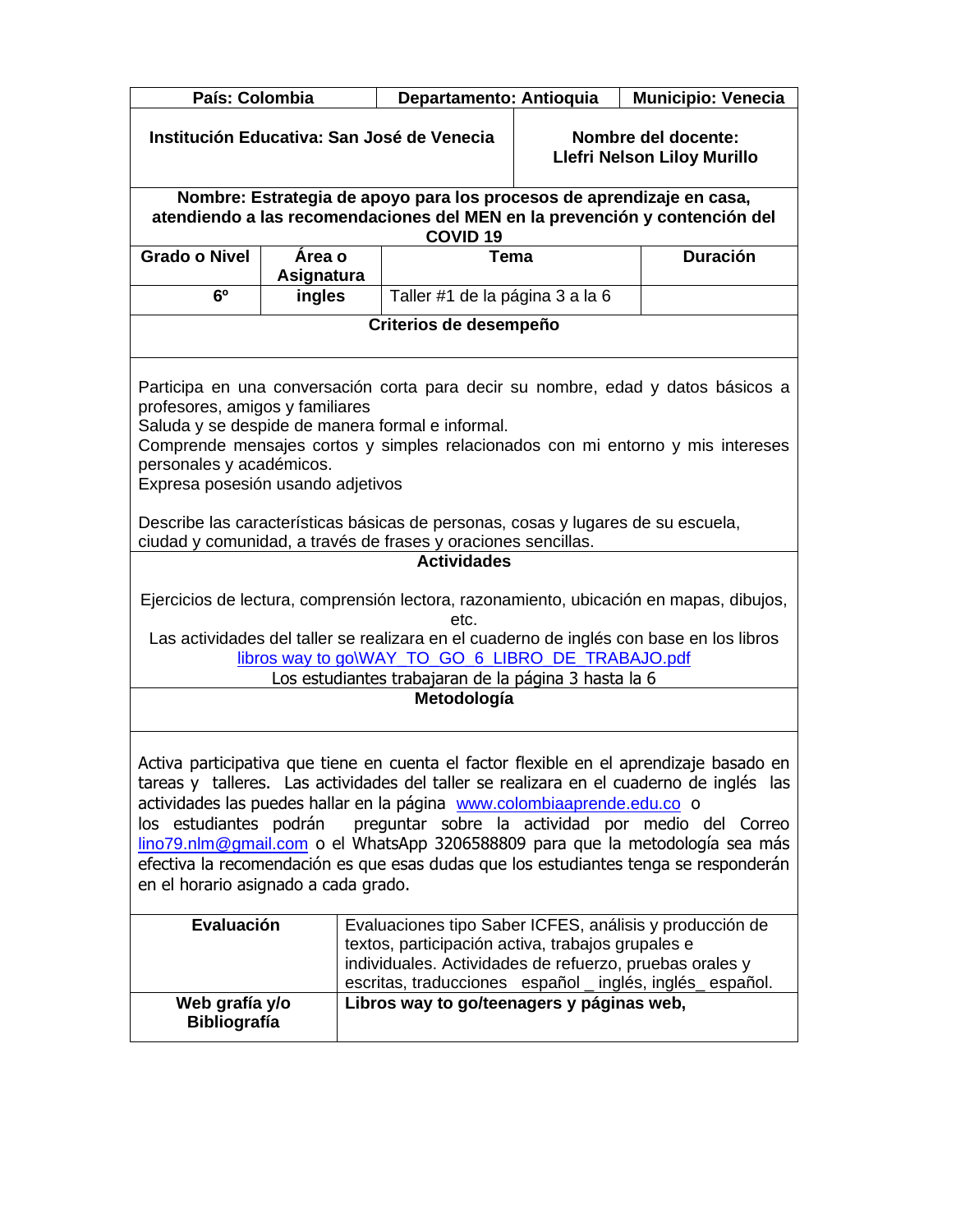| País: Colombia | Departamento: Antioquia | Municipio: Venecia |
|---|---|---|
| **Institución Educativa: San José de Venecia** | **Nombre del docente: Llefri Nelson Liloy Murillo** | |

**Nombre: Estrategia de apoyo para los procesos de aprendizaje en casa, atendiendo a las recomendaciones del MEN en la prevención y contención del COVID 19**

| Grado o Nivel | Área o Asignatura | Tema | Duración |
|---|---|---|---|
| 6º | ingles | Taller #1 de la página 3 a la 6 | |

**Criterios de desempeño**

Participa en una conversación corta para decir su nombre, edad y datos básicos a profesores, amigos y familiares
Saluda y se despide de manera formal e informal.
Comprende mensajes cortos y simples relacionados con mi entorno y mis intereses personales y académicos.
Expresa posesión usando adjetivos

Describe las características básicas de personas, cosas y lugares de su escuela, ciudad y comunidad, a través de frases y oraciones sencillas.

**Actividades**

Ejercicios de lectura, comprensión lectora, razonamiento, ubicación en mapas, dibujos, etc.
Las actividades del taller se realizara en el cuaderno de inglés con base en los libros libros way to go\WAY_TO_GO_6_LIBRO_DE_TRABAJO.pdf
Los estudiantes trabajaran de la página 3 hasta la 6

**Metodología**

Activa participativa que tiene en cuenta el factor flexible en el aprendizaje basado en tareas y talleres. Las actividades del taller se realizara en el cuaderno de inglés las actividades las puedes hallar en la página www.colombiaaprende.edu.co o los estudiantes podrán preguntar sobre la actividad por medio del Correo lino79.nlm@gmail.com o el WhatsApp 3206588809 para que la metodología sea más efectiva la recomendación es que esas dudas que los estudiantes tenga se responderán en el horario asignado a cada grado.

| Evaluación | Evaluaciones tipo Saber ICFES, análisis y producción de textos, participación activa, trabajos grupales e individuales. Actividades de refuerzo, pruebas orales y escritas, traducciones español _ inglés, inglés_ español. |
|---|---|
| **Web grafía y/o Bibliografía** | **Libros way to go/teenagers y páginas web,** |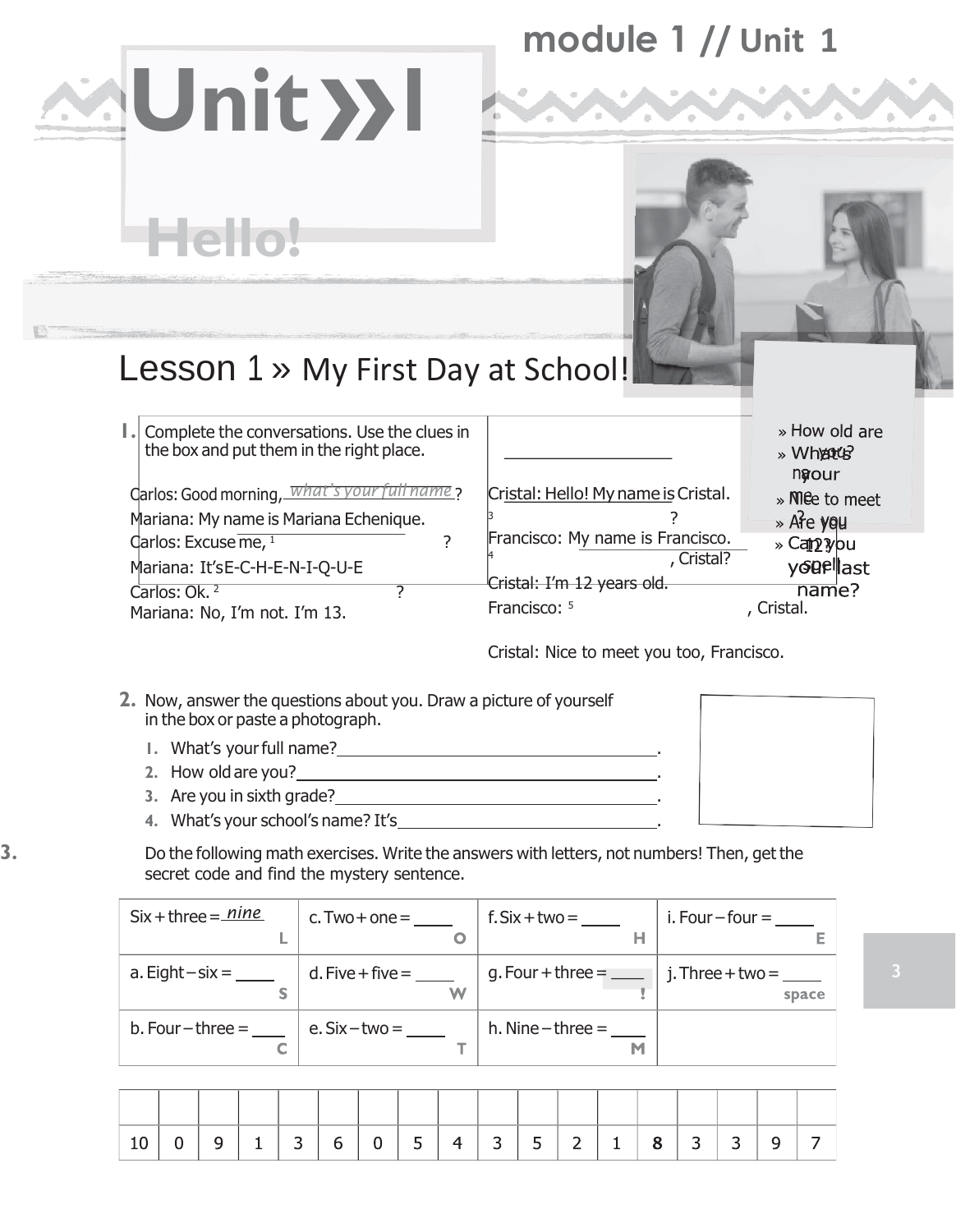# Unit 1

## Hello!

### Lesson 1 » My First Day at School!

**1.** Complete the conversations. Use the clues in the box and put them in the right place.

- » How old are you?
- » What's your name?
- » Nice to meet you
- » Are you 12?
- » Can you spell your last name?

Carlos: Good morning, *what's your full name*?
Mariana: My name is Mariana Echenique.
Carlos: Excuse me, [1] ____________________?
Mariana: It's E-C-H-E-N-I-Q-U-E
Carlos: Ok. [2] ____________________?
Mariana: No, I'm not. I'm 13.

Cristal: Hello! My name is Cristal.
[3] ____________________?
Francisco: My name is Francisco.
[4] ____________________, Cristal?
Cristal: I'm 12 years old.
Francisco: [5] ____________________, Cristal.
Cristal: Nice to meet you too, Francisco.

**2.** Now, answer the questions about you. Draw a picture of yourself in the box or paste a photograph.

1. What's your full name? ____________________.
2. How old are you? ____________________.
3. Are you in sixth grade? ____________________.
4. What's your school's name? It's ____________________.

**3.** Do the following math exercises. Write the answers with letters, not numbers! Then, get the secret code and find the mystery sentence.

| | | | |
|---|---|---|---|
| Six + three = *nine* L | c. Two + one = ____ O | f. Six + two = ____ H | i. Four – four = ____ E |
| a. Eight – six = ____ S | d. Five + five = ____ W | g. Four + three = ____ ! | j. Three + two = ____ space |
| b. Four – three = ____ C | e. Six – two = ____ T | h. Nine – three = ____ M | |

| | | | | | | | | | | | | | | | | | |
|---|---|---|---|---|---|---|---|---|---|---|---|---|---|---|---|---|---|
| | | | | | | | | | | | | | | | | | |
| 10 | 0 | 9 | 1 | 3 | 6 | 0 | 5 | 4 | 3 | 5 | 2 | 1 | 8 | 3 | 3 | 9 | 7 |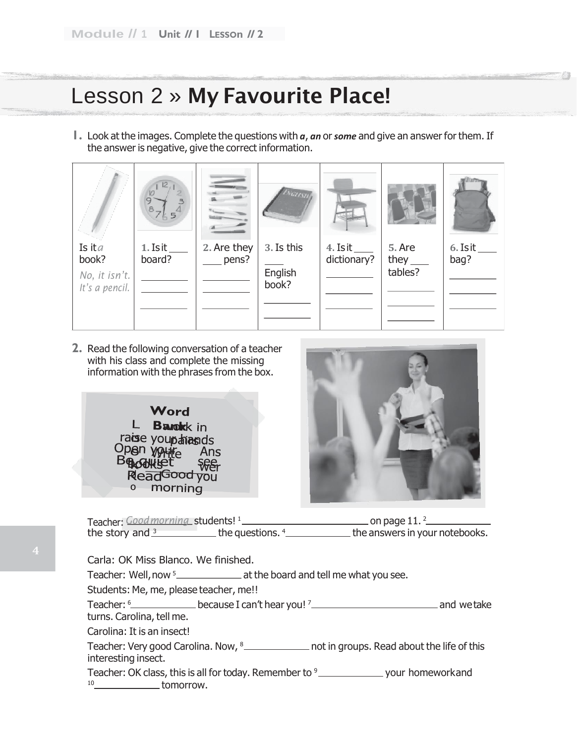# Lesson 2 » **My Favourite Place!**

**1.** Look at the images. Complete the questions with ***a***, ***an*** or ***some*** and give an answer for them. If the answer is negative, give the correct information.

| | | | | | | |
|---|---|---|---|---|---|---|
| Is it *a* book? *No, it isn't. It's a pencil.* | **1.** Is it ____ board? ________ ________ ________ | **2.** Are they ____ pens? ________ ________ ________ | **3.** Is this ____ English book? ________ ________ | **4.** Is it ____ dictionary? ________ ________ ________ | **5.** Are they ____ tables? ________ ________ ________ | **6.** Is it ____ bag? ________ ________ ________ |

**2.** Read the following conversation of a teacher with his class and complete the missing information with the phrases from the box.

**Word Bank**

Look in pairs, raise your hands, Open your books, Write, Answer, Be quiet, see you, Read, Good morning

Teacher: *Good morning* students! [1] ____________ on page 11. [2] ____________ the story and [3] ____________ the questions. [4] ____________ the answers in your notebooks.

Carla: OK Miss Blanco. We finished.

Teacher: Well, now [5] ____________ at the board and tell me what you see.

Students: Me, me, please teacher, me!!

Teacher: [6] ____________ because I can't hear you! [7] ____________ and we take turns. Carolina, tell me.

Carolina: It is an insect!

Teacher: Very good Carolina. Now, [8] ____________ not in groups. Read about the life of this interesting insect.

Teacher: OK class, this is all for today. Remember to [9] ____________ your homework and [10] ____________ tomorrow.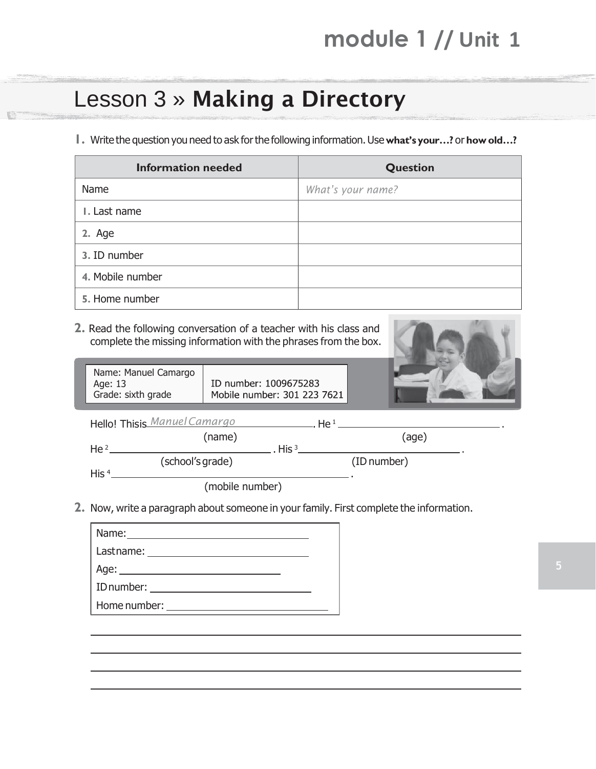# Lesson 3 » **Making a Directory**

**1.** Write the question you need to ask for the following information. Use **what's your…?** or **how old…?**

| Information needed | Question |
| --- | --- |
| Name | *What's your name?* |
| 1. Last name | |
| 2. Age | |
| 3. ID number | |
| 4. Mobile number | |
| 5. Home number | |

**2.** Read the following conversation of a teacher with his class and complete the missing information with the phrases from the box.

| Name: Manuel Camargo<br>Age: 13<br>Grade: sixth grade | ID number: 1009675283<br>Mobile number: 301 223 7621 |
| --- | --- |

Hello! This is *Manuel Camargo* (name). He [1] ____________ (age).
He [2] ____________ (school's grade). His [3] ____________ (ID number).
His [4] ____________ (mobile number).

**2.** Now, write a paragraph about someone in your family. First complete the information.

Name: ____________
Last name: ____________
Age: ____________
ID number: ____________
Home number: ____________

______________________________________________

______________________________________________

______________________________________________

______________________________________________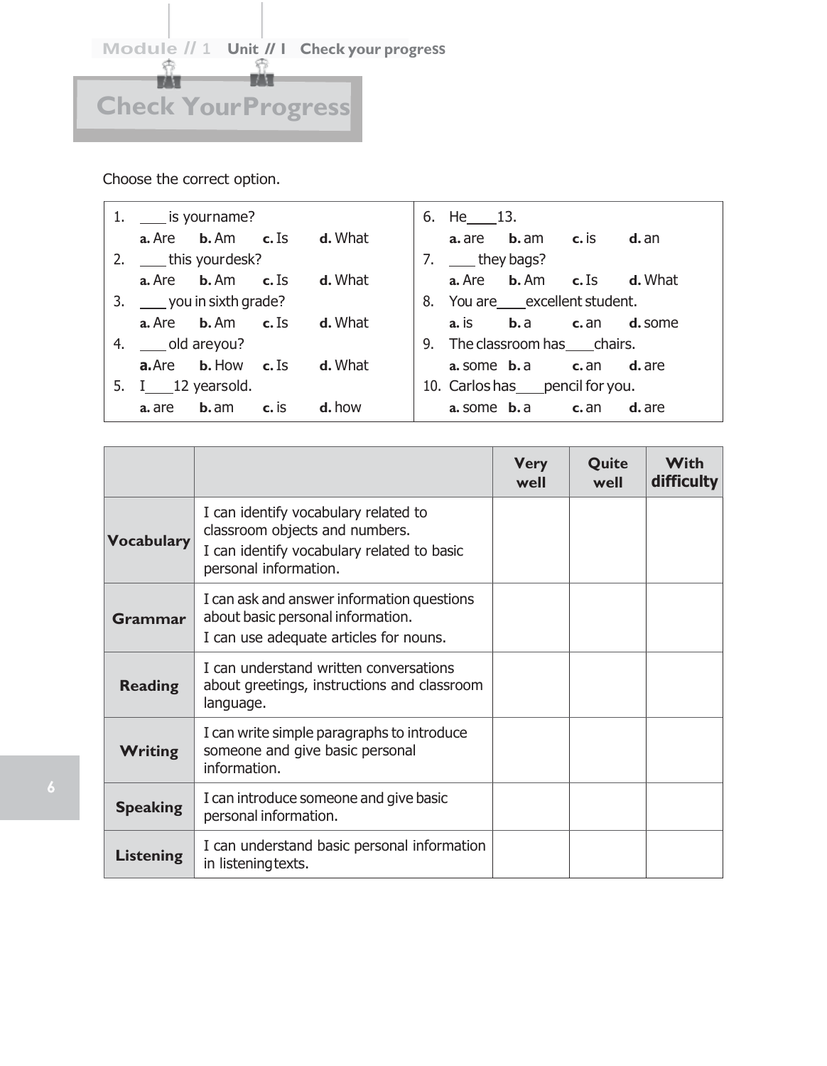# Check Your Progress

Choose the correct option.

1. ___ is yourname?
   **a.** Are **b.** Am **c.** Is **d.** What
2. ___ this yourdesk?
   **a.** Are **b.** Am **c.** Is **d.** What
3. ___ you in sixth grade?
   **a.** Are **b.** Am **c.** Is **d.** What
4. ___ old areyou?
   **a.** Are **b.** How **c.** Is **d.** What
5. I___12 yearsold.
   **a.** are **b.** am **c.** is **d.** how
6. He___13.
   **a.** are **b.** am **c.** is **d.** an
7. ___ they bags?
   **a.** Are **b.** Am **c.** Is **d.** What
8. You are___excellent student.
   **a.** is **b.** a **c.** an **d.** some
9. The classroom has___chairs.
   **a.** some **b.** a **c.** an **d.** are
10. Carlos has___pencil for you.
    **a.** some **b.** a **c.** an **d.** are

| | | Very well | Quite well | With difficulty |
|---|---|---|---|---|
| **Vocabulary** | I can identify vocabulary related to classroom objects and numbers. I can identify vocabulary related to basic personal information. | | | |
| **Grammar** | I can ask and answer information questions about basic personal information. I can use adequate articles for nouns. | | | |
| **Reading** | I can understand written conversations about greetings, instructions and classroom language. | | | |
| **Writing** | I can write simple paragraphs to introduce someone and give basic personal information. | | | |
| **Speaking** | I can introduce someone and give basic personal information. | | | |
| **Listening** | I can understand basic personal information in listeningtexts. | | | |